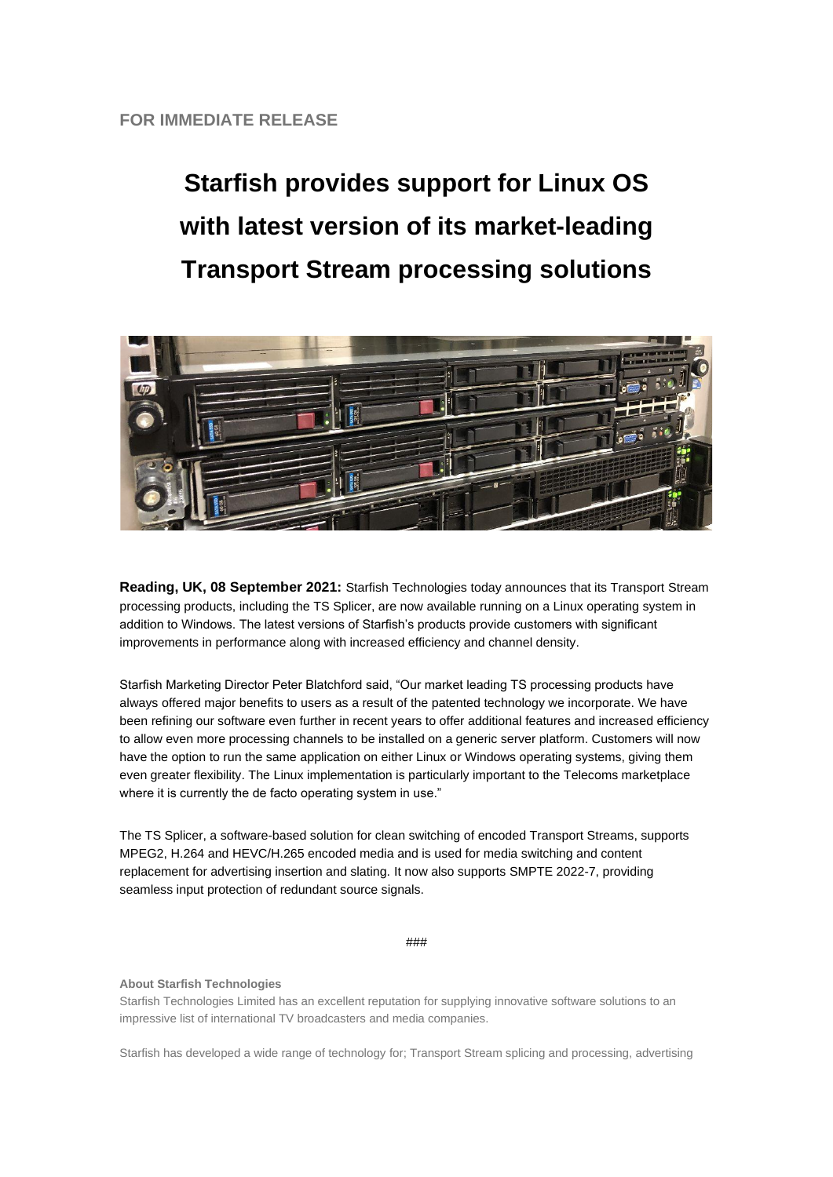FOR IMMEDIATE RELEASE

# Starfish provides support for Linux OS with latest version of its market-leading Transport Stream processing solutions

**Reading, UK, 08 September 2021:** Starfish Technologies today announces that its Transport Stream processing products, including the TS Splicer, are now available running on a Linux operating system in addition to Windows. The latest versions of Starfish's products provide customers with significant improvements in performance along with increased efficiency and channel density.

Starfish Marketing Director Peter Blatchford said, "Our market leading TS processing products have always offered major benefits to users as a result of the patented technology we incorporate. We have been refining our software even further in recent years to offer additional features and increased efficiency to allow even more processing channels to be installed on a generic server platform. Customers will now have the option to run the same application on either Linux or Windows operating systems, giving them even greater flexibility. The Linux implementation is particularly important to the Telecoms marketplace where it is currently the de facto operating system in use."

The TS Splicer, a software-based solution for clean switching of encoded Transport Streams, supports MPEG2, H.264 and HEVC/H.265 encoded media and is used for media switching and content replacement for advertising insertion and slating. It now also supports SMPTE 2022-7, providing seamless input protection of redundant source signals.

###

**About Starfish Technologies**

Starfish Technologies Limited has an excellent reputation for supplying innovative software solutions to an impressive list of international TV broadcasters and media companies.

Starfish has developed a wide range of technology for; Transport Stream splicing and processing, advertising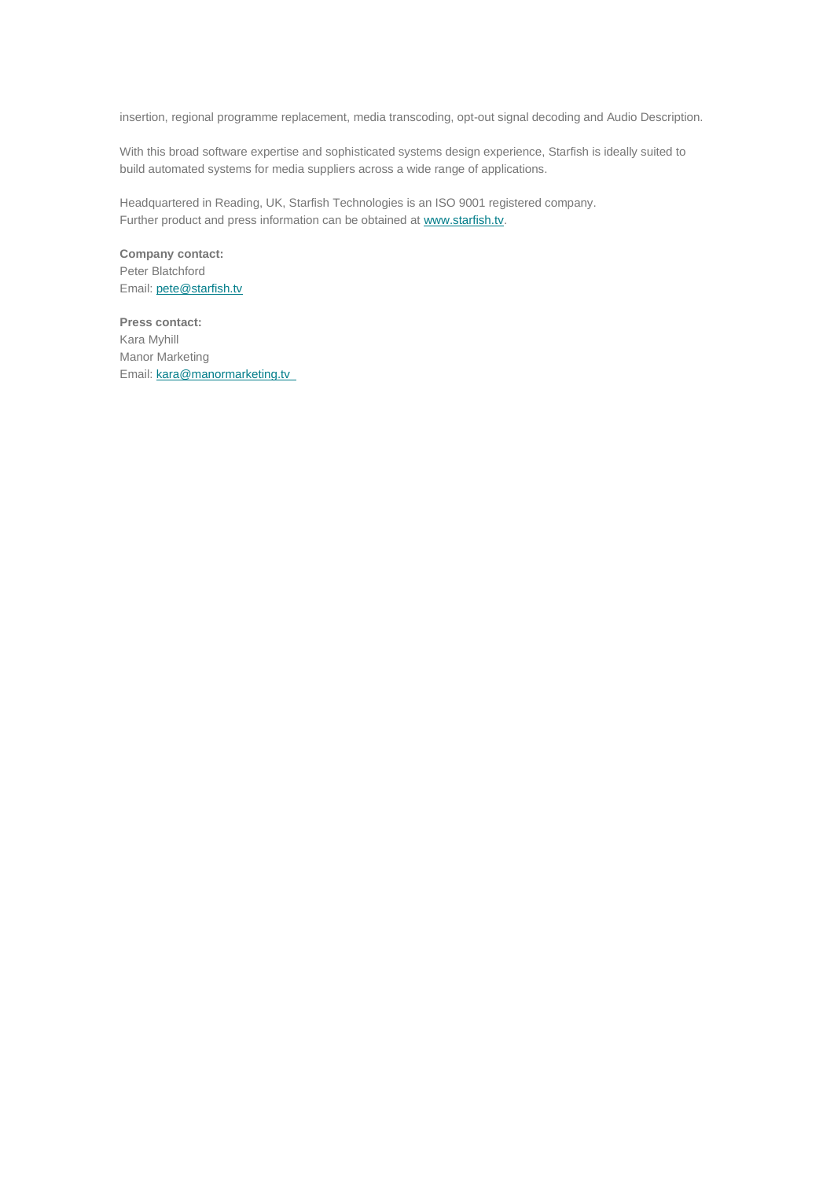insertion, regional programme replacement, media transcoding, opt-out signal decoding and Audio Description.

With this broad software expertise and sophisticated systems design experience, Starfish is ideally suited to build automated systems for media suppliers across a wide range of applications.

Headquartered in Reading, UK, Starfish Technologies is an ISO 9001 registered company.
Further product and press information can be obtained at [www.starfish.tv](http://www.starfish.tv).

**Company contact:**
Peter Blatchford
Email: [pete@starfish.tv](mailto:pete@starfish.tv)

**Press contact:**
Kara Myhill
Manor Marketing
Email: [kara@manormarketing.tv](mailto:kara@manormarketing.tv)